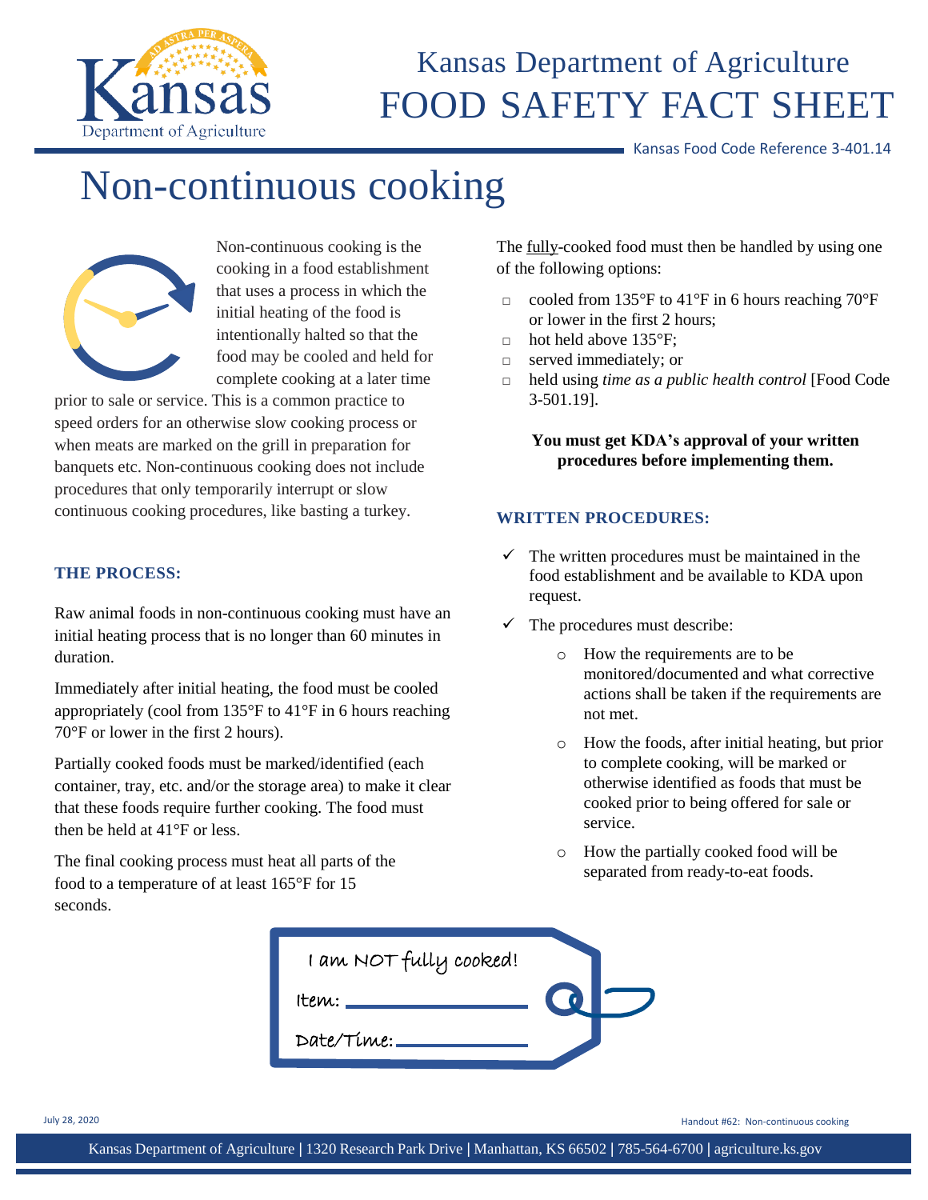# Kansas Department of Agriculture
# FOOD SAFETY FACT SHEET

Kansas Food Code Reference 3-401.14

# Non-continuous cooking

Non-continuous cooking is the cooking in a food establishment that uses a process in which the initial heating of the food is intentionally halted so that the food may be cooled and held for complete cooking at a later time prior to sale or service. This is a common practice to speed orders for an otherwise slow cooking process or when meats are marked on the grill in preparation for banquets etc. Non-continuous cooking does not include procedures that only temporarily interrupt or slow continuous cooking procedures, like basting a turkey.

## THE PROCESS:

Raw animal foods in non-continuous cooking must have an initial heating process that is no longer than 60 minutes in duration.

Immediately after initial heating, the food must be cooled appropriately (cool from 135°F to 41°F in 6 hours reaching 70°F or lower in the first 2 hours).

Partially cooked foods must be marked/identified (each container, tray, etc. and/or the storage area) to make it clear that these foods require further cooking. The food must then be held at 41°F or less.

The final cooking process must heat all parts of the food to a temperature of at least 165°F for 15 seconds.

The fully-cooked food must then be handled by using one of the following options:

- cooled from 135°F to 41°F in 6 hours reaching 70°F or lower in the first 2 hours;
- hot held above 135°F;
- served immediately; or
- held using *time as a public health control* [Food Code 3-501.19].

**You must get KDA's approval of your written procedures before implementing them.**

## WRITTEN PROCEDURES:

- ✓ The written procedures must be maintained in the food establishment and be available to KDA upon request.
- ✓ The procedures must describe:
  - How the requirements are to be monitored/documented and what corrective actions shall be taken if the requirements are not met.
  - How the foods, after initial heating, but prior to complete cooking, will be marked or otherwise identified as foods that must be cooked prior to being offered for sale or service.
  - How the partially cooked food will be separated from ready-to-eat foods.

I am NOT fully cooked!

Item: ____________

Date/Time: ____________

July 28, 2020

Handout #62: Non-continuous cooking

Kansas Department of Agriculture | 1320 Research Park Drive | Manhattan, KS 66502 | 785-564-6700 | agriculture.ks.gov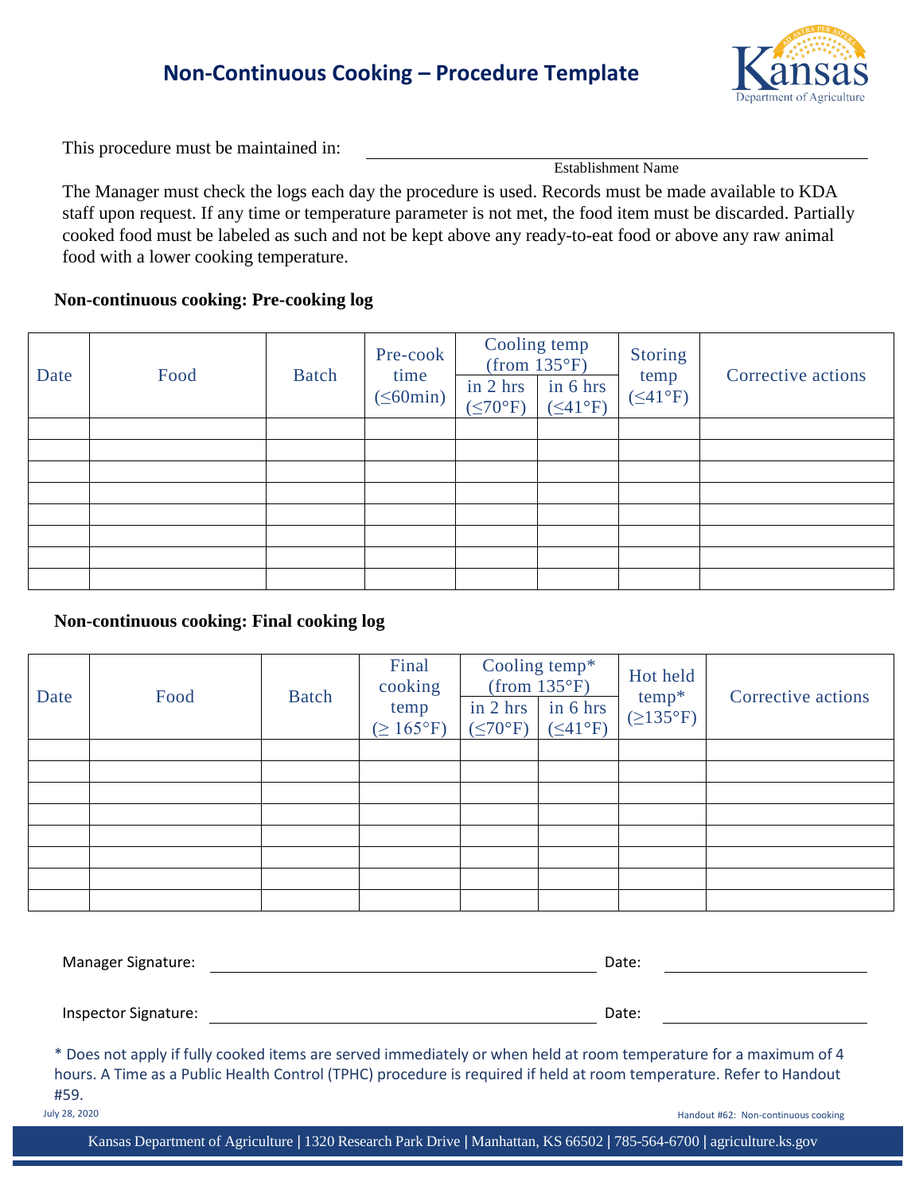## Non-Continuous Cooking – Procedure Template

This procedure must be maintained in: ______________________________

Establishment Name

The Manager must check the logs each day the procedure is used. Records must be made available to KDA staff upon request. If any time or temperature parameter is not met, the food item must be discarded. Partially cooked food must be labeled as such and not be kept above any ready-to-eat food or above any raw animal food with a lower cooking temperature.

### Non-continuous cooking: Pre-cooking log

| Date | Food | Batch | Pre-cook time (≤60min) | Cooling temp (from 135°F) | | Storing temp (≤41°F) | Corrective actions |
|---|---|---|---|---|---|---|---|
| | | | | in 2 hrs (≤70°F) | in 6 hrs (≤41°F) | | |
| | | | | | | | |
| | | | | | | | |
| | | | | | | | |
| | | | | | | | |
| | | | | | | | |
| | | | | | | | |
| | | | | | | | |
| | | | | | | | |

### Non-continuous cooking: Final cooking log

| Date | Food | Batch | Final cooking temp (≥ 165°F) | Cooling temp* (from 135°F) | | Hot held temp* (≥135°F) | Corrective actions |
|---|---|---|---|---|---|---|---|
| | | | | in 2 hrs (≤70°F) | in 6 hrs (≤41°F) | | |
| | | | | | | | |
| | | | | | | | |
| | | | | | | | |
| | | | | | | | |
| | | | | | | | |
| | | | | | | | |
| | | | | | | | |
| | | | | | | | |

Manager Signature: ______________________________ Date: ______________

Inspector Signature: ______________________________ Date: ______________

* Does not apply if fully cooked items are served immediately or when held at room temperature for a maximum of 4 hours. A Time as a Public Health Control (TPHC) procedure is required if held at room temperature. Refer to Handout #59.

July 28, 2020

Handout #62: Non-continuous cooking

Kansas Department of Agriculture | 1320 Research Park Drive | Manhattan, KS 66502 | 785-564-6700 | agriculture.ks.gov